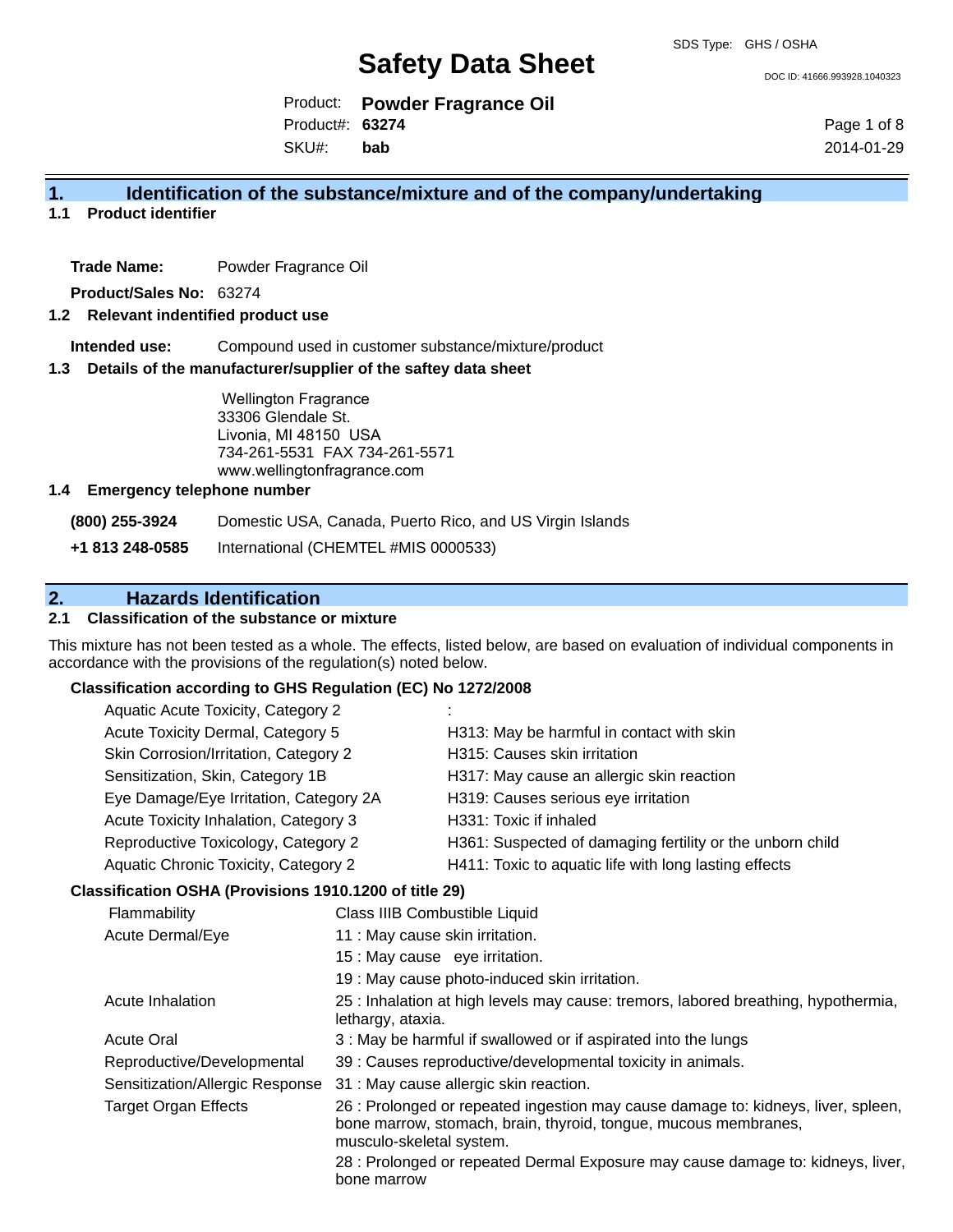SDS Type: GHS / OSHA

# Safety Data Sheet

DOC ID: 41666.993928.1040323

Product: **Powder Fragrance Oil**
Product#: **63274**
SKU#: **bab**

2014-01-29

## 1. Identification of the substance/mixture and of the company/undertaking

### 1.1 Product identifier

**Trade Name:** Powder Fragrance Oil

**Product/Sales No:** 63274

### 1.2 Relevant indentified product use

**Intended use:** Compound used in customer substance/mixture/product

### 1.3 Details of the manufacturer/supplier of the saftey data sheet

Wellington Fragrance
33306 Glendale St.
Livonia, MI 48150 USA
734-261-5531 FAX 734-261-5571
www.wellingtonfragrance.com

### 1.4 Emergency telephone number

| | |
|---|---|
| **(800) 255-3924** | Domestic USA, Canada, Puerto Rico, and US Virgin Islands |
| **+1 813 248-0585** | International (CHEMTEL #MIS 0000533) |

## 2. Hazards Identification

### 2.1 Classification of the substance or mixture

This mixture has not been tested as a whole. The effects, listed below, are based on evaluation of individual components in accordance with the provisions of the regulation(s) noted below.

**Classification according to GHS Regulation (EC) No 1272/2008**

| | |
|---|---|
| Aquatic Acute Toxicity, Category 2 | : |
| Acute Toxicity Dermal, Category 5 | H313: May be harmful in contact with skin |
| Skin Corrosion/Irritation, Category 2 | H315: Causes skin irritation |
| Sensitization, Skin, Category 1B | H317: May cause an allergic skin reaction |
| Eye Damage/Eye Irritation, Category 2A | H319: Causes serious eye irritation |
| Acute Toxicity Inhalation, Category 3 | H331: Toxic if inhaled |
| Reproductive Toxicology, Category 2 | H361: Suspected of damaging fertility or the unborn child |
| Aquatic Chronic Toxicity, Category 2 | H411: Toxic to aquatic life with long lasting effects |

**Classification OSHA (Provisions 1910.1200 of title 29)**

| | |
|---|---|
| Flammability | Class IIIB Combustible Liquid |
| Acute Dermal/Eye | 11 : May cause skin irritation. |
| | 15 : May cause eye irritation. |
| | 19 : May cause photo-induced skin irritation. |
| Acute Inhalation | 25 : Inhalation at high levels may cause: tremors, labored breathing, hypothermia, lethargy, ataxia. |
| Acute Oral | 3 : May be harmful if swallowed or if aspirated into the lungs |
| Reproductive/Developmental | 39 : Causes reproductive/developmental toxicity in animals. |
| Sensitization/Allergic Response | 31 : May cause allergic skin reaction. |
| Target Organ Effects | 26 : Prolonged or repeated ingestion may cause damage to: kidneys, liver, spleen, bone marrow, stomach, brain, thyroid, tongue, mucous membranes, musculo-skeletal system. |
| | 28 : Prolonged or repeated Dermal Exposure may cause damage to: kidneys, liver, bone marrow |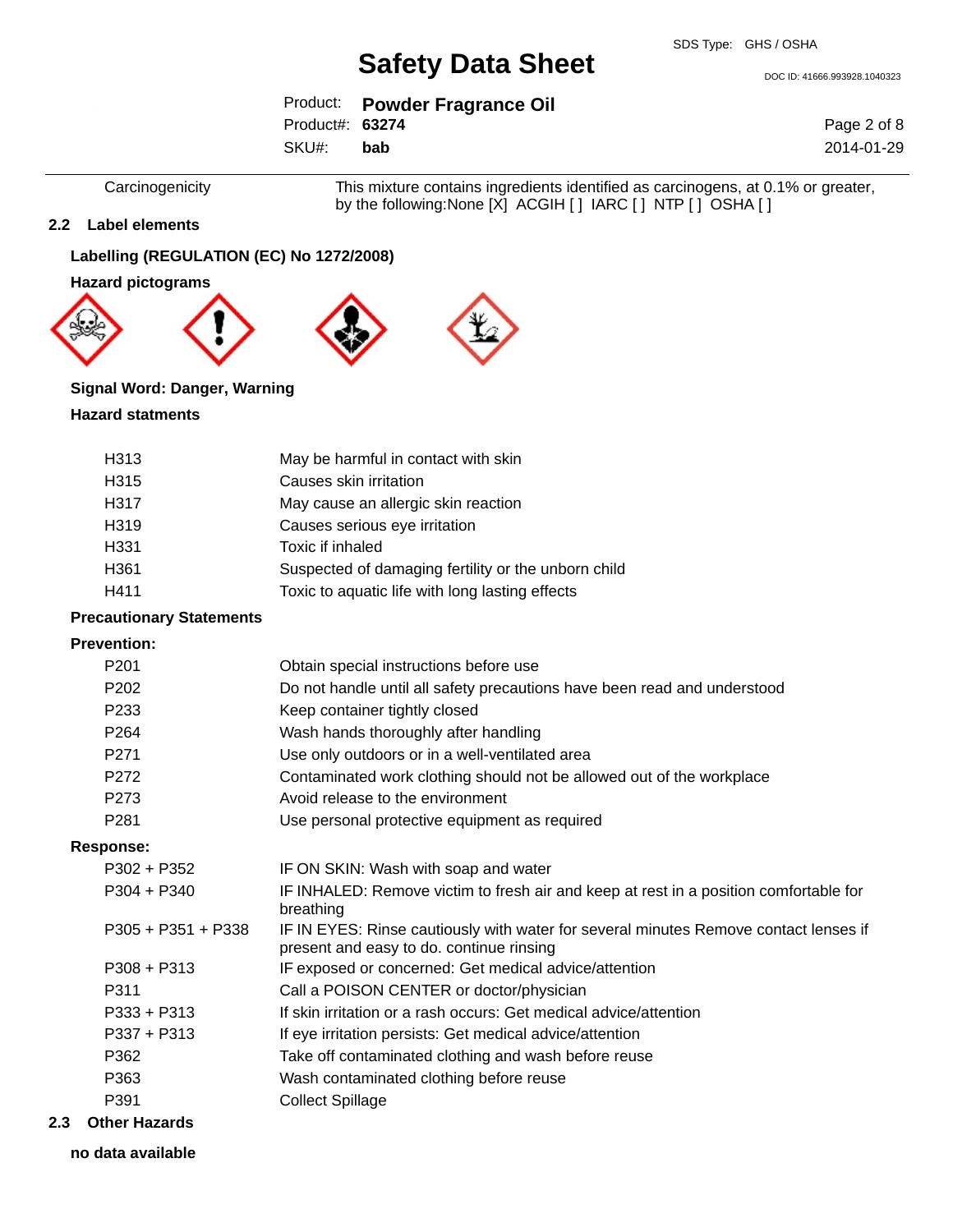| Carcinogenicity | This mixture contains ingredients identified as carcinogens, at 0.1% or greater, by the following:None [X] ACGIH [ ] IARC [ ] NTP [ ] OSHA [ ] |
|---|---|

## 2.2 Label elements

**Labelling (REGULATION (EC) No 1272/2008)**

**Hazard pictograms**

**Signal Word: Danger, Warning**

**Hazard statments**

| | |
|---|---|
| H313 | May be harmful in contact with skin |
| H315 | Causes skin irritation |
| H317 | May cause an allergic skin reaction |
| H319 | Causes serious eye irritation |
| H331 | Toxic if inhaled |
| H361 | Suspected of damaging fertility or the unborn child |
| H411 | Toxic to aquatic life with long lasting effects |

**Precautionary Statements**

**Prevention:**

| | |
|---|---|
| P201 | Obtain special instructions before use |
| P202 | Do not handle until all safety precautions have been read and understood |
| P233 | Keep container tightly closed |
| P264 | Wash hands thoroughly after handling |
| P271 | Use only outdoors or in a well-ventilated area |
| P272 | Contaminated work clothing should not be allowed out of the workplace |
| P273 | Avoid release to the environment |
| P281 | Use personal protective equipment as required |

**Response:**

| | |
|---|---|
| P302 + P352 | IF ON SKIN: Wash with soap and water |
| P304 + P340 | IF INHALED: Remove victim to fresh air and keep at rest in a position comfortable for breathing |
| P305 + P351 + P338 | IF IN EYES: Rinse cautiously with water for several minutes Remove contact lenses if present and easy to do. continue rinsing |
| P308 + P313 | IF exposed or concerned: Get medical advice/attention |
| P311 | Call a POISON CENTER or doctor/physician |
| P333 + P313 | If skin irritation or a rash occurs: Get medical advice/attention |
| P337 + P313 | If eye irritation persists: Get medical advice/attention |
| P362 | Take off contaminated clothing and wash before reuse |
| P363 | Wash contaminated clothing before reuse |
| P391 | Collect Spillage |

## 2.3 Other Hazards

**no data available**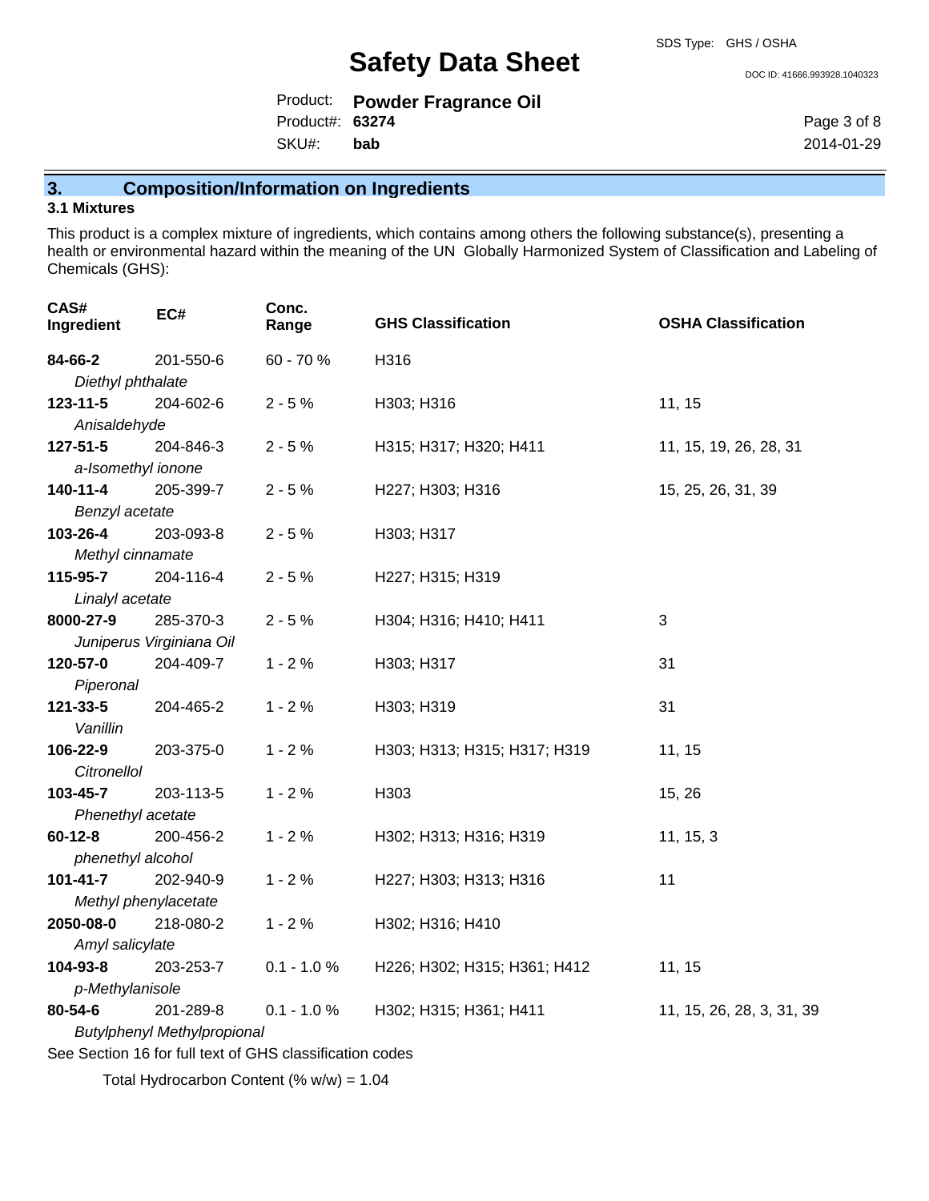## 3. Composition/Information on Ingredients

### 3.1 Mixtures

This product is a complex mixture of ingredients, which contains among others the following substance(s), presenting a health or environmental hazard within the meaning of the UN Globally Harmonized System of Classification and Labeling of Chemicals (GHS):

| CAS# Ingredient | EC# | Conc. Range | GHS Classification | OSHA Classification |
|---|---|---|---|---|
| **84-66-2** *Diethyl phthalate* | 201-550-6 | 60 - 70 % | H316 | |
| **123-11-5** *Anisaldehyde* | 204-602-6 | 2 - 5 % | H303; H316 | 11, 15 |
| **127-51-5** *a-Isomethyl ionone* | 204-846-3 | 2 - 5 % | H315; H317; H320; H411 | 11, 15, 19, 26, 28, 31 |
| **140-11-4** *Benzyl acetate* | 205-399-7 | 2 - 5 % | H227; H303; H316 | 15, 25, 26, 31, 39 |
| **103-26-4** *Methyl cinnamate* | 203-093-8 | 2 - 5 % | H303; H317 | |
| **115-95-7** *Linalyl acetate* | 204-116-4 | 2 - 5 % | H227; H315; H319 | |
| **8000-27-9** *Juniperus Virginiana Oil* | 285-370-3 | 2 - 5 % | H304; H316; H410; H411 | 3 |
| **120-57-0** *Piperonal* | 204-409-7 | 1 - 2 % | H303; H317 | 31 |
| **121-33-5** *Vanillin* | 204-465-2 | 1 - 2 % | H303; H319 | 31 |
| **106-22-9** *Citronellol* | 203-375-0 | 1 - 2 % | H303; H313; H315; H317; H319 | 11, 15 |
| **103-45-7** *Phenethyl acetate* | 203-113-5 | 1 - 2 % | H303 | 15, 26 |
| **60-12-8** *phenethyl alcohol* | 200-456-2 | 1 - 2 % | H302; H313; H316; H319 | 11, 15, 3 |
| **101-41-7** *Methyl phenylacetate* | 202-940-9 | 1 - 2 % | H227; H303; H313; H316 | 11 |
| **2050-08-0** *Amyl salicylate* | 218-080-2 | 1 - 2 % | H302; H316; H410 | |
| **104-93-8** *p-Methylanisole* | 203-253-7 | 0.1 - 1.0 % | H226; H302; H315; H361; H412 | 11, 15 |
| **80-54-6** *Butylphenyl Methylpropional* | 201-289-8 | 0.1 - 1.0 % | H302; H315; H361; H411 | 11, 15, 26, 28, 3, 31, 39 |

See Section 16 for full text of GHS classification codes

Total Hydrocarbon Content (% w/w) = 1.04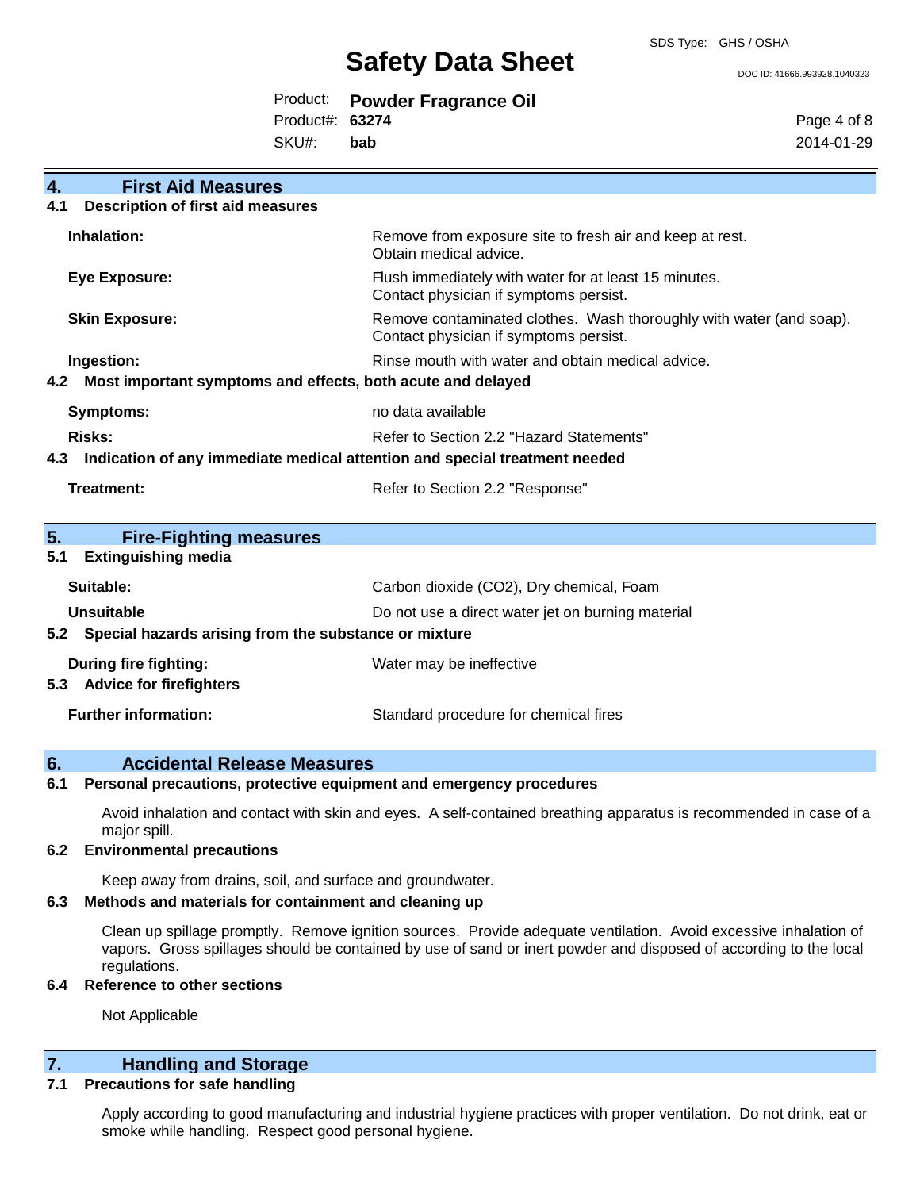## 4. First Aid Measures

### 4.1 Description of first aid measures

| | |
|---|---|
| **Inhalation:** | Remove from exposure site to fresh air and keep at rest. Obtain medical advice. |
| **Eye Exposure:** | Flush immediately with water for at least 15 minutes. Contact physician if symptoms persist. |
| **Skin Exposure:** | Remove contaminated clothes. Wash thoroughly with water (and soap). Contact physician if symptoms persist. |
| **Ingestion:** | Rinse mouth with water and obtain medical advice. |

### 4.2 Most important symptoms and effects, both acute and delayed

| | |
|---|---|
| **Symptoms:** | no data available |
| **Risks:** | Refer to Section 2.2 "Hazard Statements" |

### 4.3 Indication of any immediate medical attention and special treatment needed

| | |
|---|---|
| **Treatment:** | Refer to Section 2.2 "Response" |

## 5. Fire-Fighting measures

### 5.1 Extinguishing media

| | |
|---|---|
| **Suitable:** | Carbon dioxide ($CO_2$), Dry chemical, Foam |
| **Unsuitable** | Do not use a direct water jet on burning material |

### 5.2 Special hazards arising from the substance or mixture

| | |
|---|---|
| **During fire fighting:** | Water may be ineffective |

### 5.3 Advice for firefighters

| | |
|---|---|
| **Further information:** | Standard procedure for chemical fires |

## 6. Accidental Release Measures

### 6.1 Personal precautions, protective equipment and emergency procedures

Avoid inhalation and contact with skin and eyes. A self-contained breathing apparatus is recommended in case of a major spill.

### 6.2 Environmental precautions

Keep away from drains, soil, and surface and groundwater.

### 6.3 Methods and materials for containment and cleaning up

Clean up spillage promptly. Remove ignition sources. Provide adequate ventilation. Avoid excessive inhalation of vapors. Gross spillages should be contained by use of sand or inert powder and disposed of according to the local regulations.

### 6.4 Reference to other sections

Not Applicable

## 7. Handling and Storage

### 7.1 Precautions for safe handling

Apply according to good manufacturing and industrial hygiene practices with proper ventilation. Do not drink, eat or smoke while handling. Respect good personal hygiene.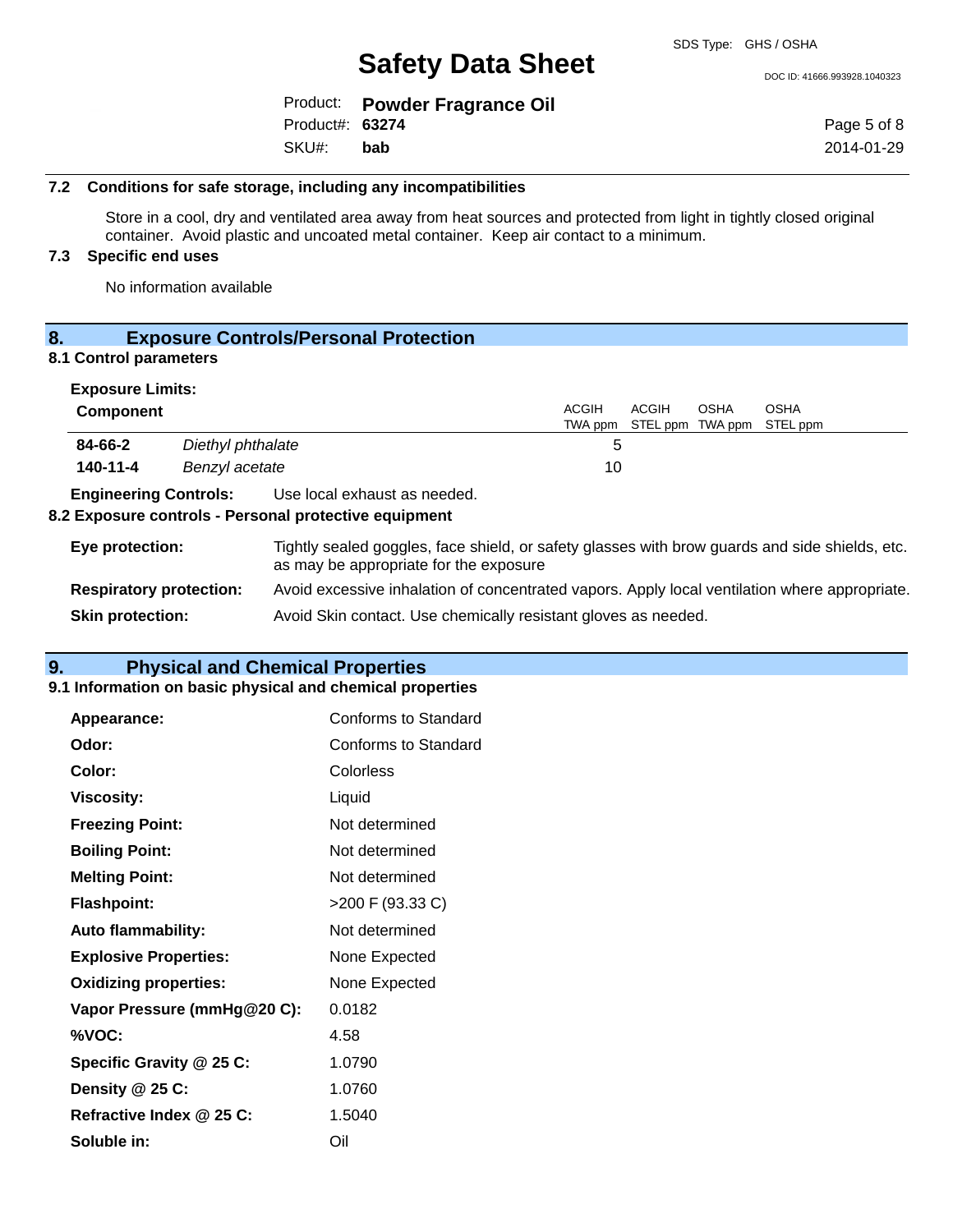### 7.2 Conditions for safe storage, including any incompatibilities

Store in a cool, dry and ventilated area away from heat sources and protected from light in tightly closed original container. Avoid plastic and uncoated metal container. Keep air contact to a minimum.

### 7.3 Specific end uses

No information available

## 8. Exposure Controls/Personal Protection

### 8.1 Control parameters

**Exposure Limits:**

| Component | | ACGIH TWA ppm | ACGIH STEL ppm | OSHA TWA ppm | OSHA STEL ppm |
|---|---|---|---|---|---|
| **84-66-2** | *Diethyl phthalate* | 5 | | | |
| **140-11-4** | *Benzyl acetate* | 10 | | | |

**Engineering Controls:** Use local exhaust as needed.

### 8.2 Exposure controls - Personal protective equipment

**Eye protection:** Tightly sealed goggles, face shield, or safety glasses with brow guards and side shields, etc. as may be appropriate for the exposure

**Respiratory protection:** Avoid excessive inhalation of concentrated vapors. Apply local ventilation where appropriate.

**Skin protection:** Avoid Skin contact. Use chemically resistant gloves as needed.

## 9. Physical and Chemical Properties

### 9.1 Information on basic physical and chemical properties

| | |
|---|---|
| **Appearance:** | Conforms to Standard |
| **Odor:** | Conforms to Standard |
| **Color:** | Colorless |
| **Viscosity:** | Liquid |
| **Freezing Point:** | Not determined |
| **Boiling Point:** | Not determined |
| **Melting Point:** | Not determined |
| **Flashpoint:** | >200 F (93.33 C) |
| **Auto flammability:** | Not determined |
| **Explosive Properties:** | None Expected |
| **Oxidizing properties:** | None Expected |
| **Vapor Pressure (mmHg@20 C):** | 0.0182 |
| **%VOC:** | 4.58 |
| **Specific Gravity @ 25 C:** | 1.0790 |
| **Density @ 25 C:** | 1.0760 |
| **Refractive Index @ 25 C:** | 1.5040 |
| **Soluble in:** | Oil |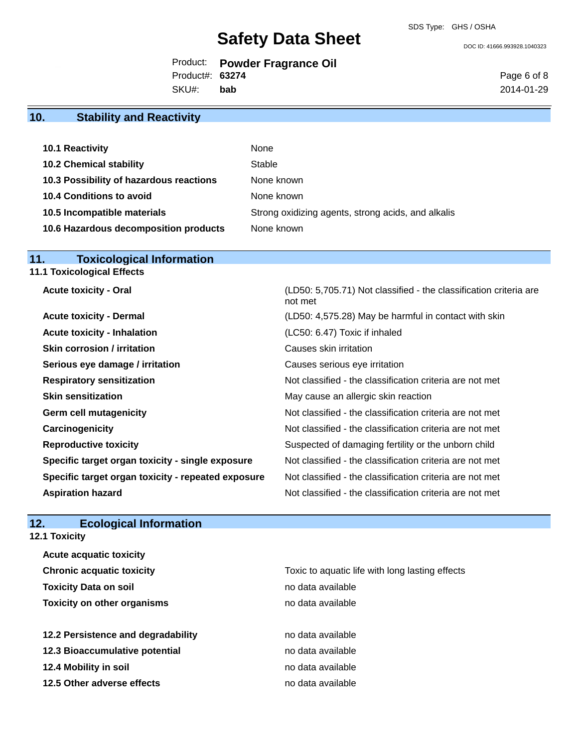## 10. Stability and Reactivity

| | |
|---|---|
| **10.1 Reactivity** | None |
| **10.2 Chemical stability** | Stable |
| **10.3 Possibility of hazardous reactions** | None known |
| **10.4 Conditions to avoid** | None known |
| **10.5 Incompatible materials** | Strong oxidizing agents, strong acids, and alkalis |
| **10.6 Hazardous decomposition products** | None known |

## 11. Toxicological Information

### 11.1 Toxicological Effects

| | |
|---|---|
| **Acute toxicity - Oral** | (LD50: 5,705.71) Not classified - the classification criteria are not met |
| **Acute toxicity - Dermal** | (LD50: 4,575.28) May be harmful in contact with skin |
| **Acute toxicity - Inhalation** | (LC50: 6.47) Toxic if inhaled |
| **Skin corrosion / irritation** | Causes skin irritation |
| **Serious eye damage / irritation** | Causes serious eye irritation |
| **Respiratory sensitization** | Not classified - the classification criteria are not met |
| **Skin sensitization** | May cause an allergic skin reaction |
| **Germ cell mutagenicity** | Not classified - the classification criteria are not met |
| **Carcinogenicity** | Not classified - the classification criteria are not met |
| **Reproductive toxicity** | Suspected of damaging fertility or the unborn child |
| **Specific target organ toxicity - single exposure** | Not classified - the classification criteria are not met |
| **Specific target organ toxicity - repeated exposure** | Not classified - the classification criteria are not met |
| **Aspiration hazard** | Not classified - the classification criteria are not met |

## 12. Ecological Information

### 12.1 Toxicity

| | |
|---|---|
| **Acute acquatic toxicity** | |
| **Chronic acquatic toxicity** | Toxic to aquatic life with long lasting effects |
| **Toxicity Data on soil** | no data available |
| **Toxicity on other organisms** | no data available |

| | |
|---|---|
| **12.2 Persistence and degradability** | no data available |
| **12.3 Bioaccumulative potential** | no data available |
| **12.4 Mobility in soil** | no data available |
| **12.5 Other adverse effects** | no data available |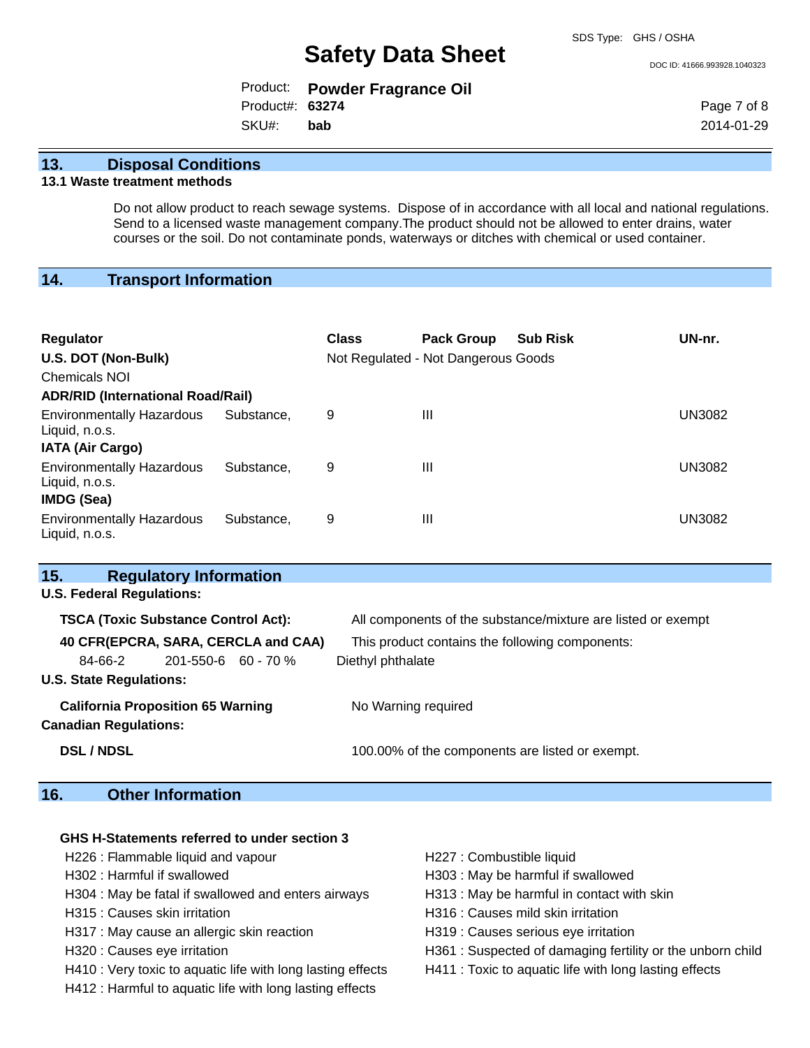## 13. Disposal Conditions

### 13.1 Waste treatment methods

Do not allow product to reach sewage systems. Dispose of in accordance with all local and national regulations. Send to a licensed waste management company.The product should not be allowed to enter drains, water courses or the soil. Do not contaminate ponds, waterways or ditches with chemical or used container.

## 14. Transport Information

| Regulator | Class | Pack Group | Sub Risk | UN-nr. |
|---|---|---|---|---|
| **U.S. DOT (Non-Bulk)** | Not Regulated - Not Dangerous Goods | | | |
| Chemicals NOI | | | | |
| **ADR/RID (International Road/Rail)** | | | | |
| Environmentally Hazardous Substance, Liquid, n.o.s. | 9 | III | | UN3082 |
| **IATA (Air Cargo)** | | | | |
| Environmentally Hazardous Substance, Liquid, n.o.s. | 9 | III | | UN3082 |
| **IMDG (Sea)** | | | | |
| Environmentally Hazardous Substance, Liquid, n.o.s. | 9 | III | | UN3082 |

## 15. Regulatory Information

**U.S. Federal Regulations:**

**TSCA (Toxic Substance Control Act):** All components of the substance/mixture are listed or exempt

**40 CFR(EPCRA, SARA, CERCLA and CAA)** This product contains the following components:

| 84-66-2 | 201-550-6 | 60 - 70 % | Diethyl phthalate |
|---|---|---|---|

**U.S. State Regulations:**

**California Proposition 65 Warning** No Warning required

**Canadian Regulations:**

**DSL / NDSL** 100.00% of the components are listed or exempt.

## 16. Other Information

**GHS H-Statements referred to under section 3**

- H226 : Flammable liquid and vapour
- H227 : Combustible liquid
- H302 : Harmful if swallowed
- H303 : May be harmful if swallowed
- H304 : May be fatal if swallowed and enters airways
- H313 : May be harmful in contact with skin
- H315 : Causes skin irritation
- H316 : Causes mild skin irritation
- H317 : May cause an allergic skin reaction
- H319 : Causes serious eye irritation
- H320 : Causes eye irritation
- H361 : Suspected of damaging fertility or the unborn child
- H410 : Very toxic to aquatic life with long lasting effects
- H411 : Toxic to aquatic life with long lasting effects
- H412 : Harmful to aquatic life with long lasting effects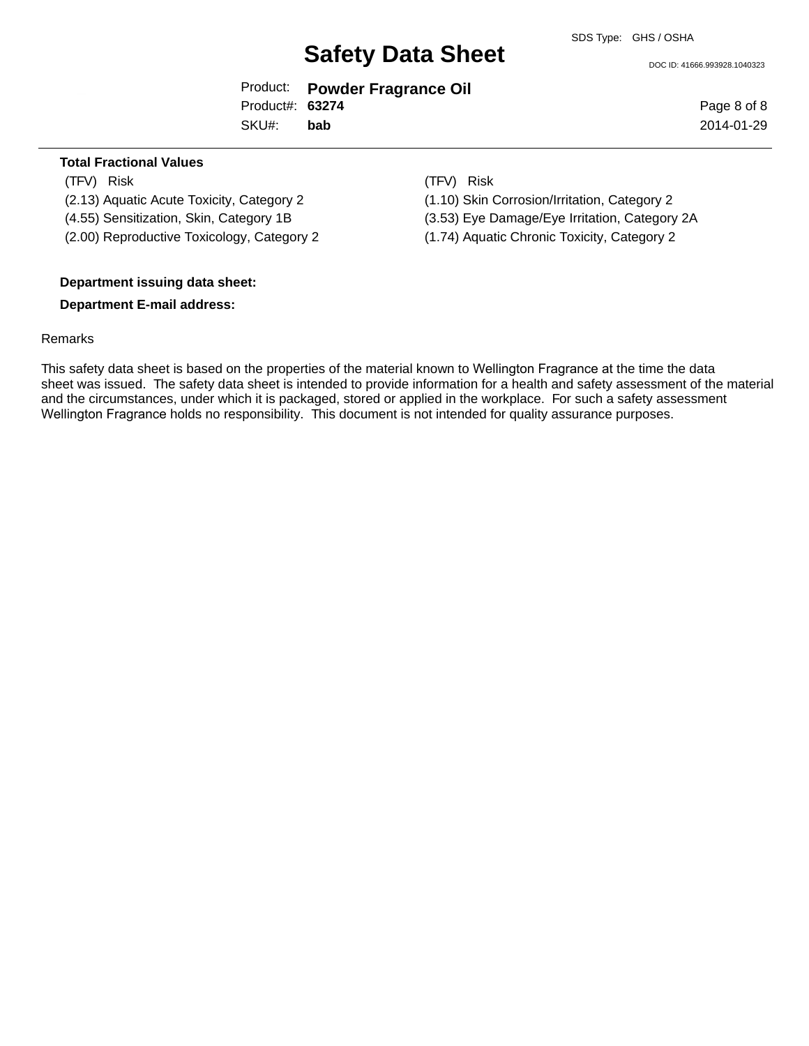**Total Fractional Values**

| (TFV) Risk | (TFV) Risk |
|---|---|
| (2.13) Aquatic Acute Toxicity, Category 2 | (1.10) Skin Corrosion/Irritation, Category 2 |
| (4.55) Sensitization, Skin, Category 1B | (3.53) Eye Damage/Eye Irritation, Category 2A |
| (2.00) Reproductive Toxicology, Category 2 | (1.74) Aquatic Chronic Toxicity, Category 2 |

**Department issuing data sheet:**

**Department E-mail address:**

Remarks

This safety data sheet is based on the properties of the material known to Wellington Fragrance at the time the data sheet was issued. The safety data sheet is intended to provide information for a health and safety assessment of the material and the circumstances, under which it is packaged, stored or applied in the workplace. For such a safety assessment Wellington Fragrance holds no responsibility. This document is not intended for quality assurance purposes.